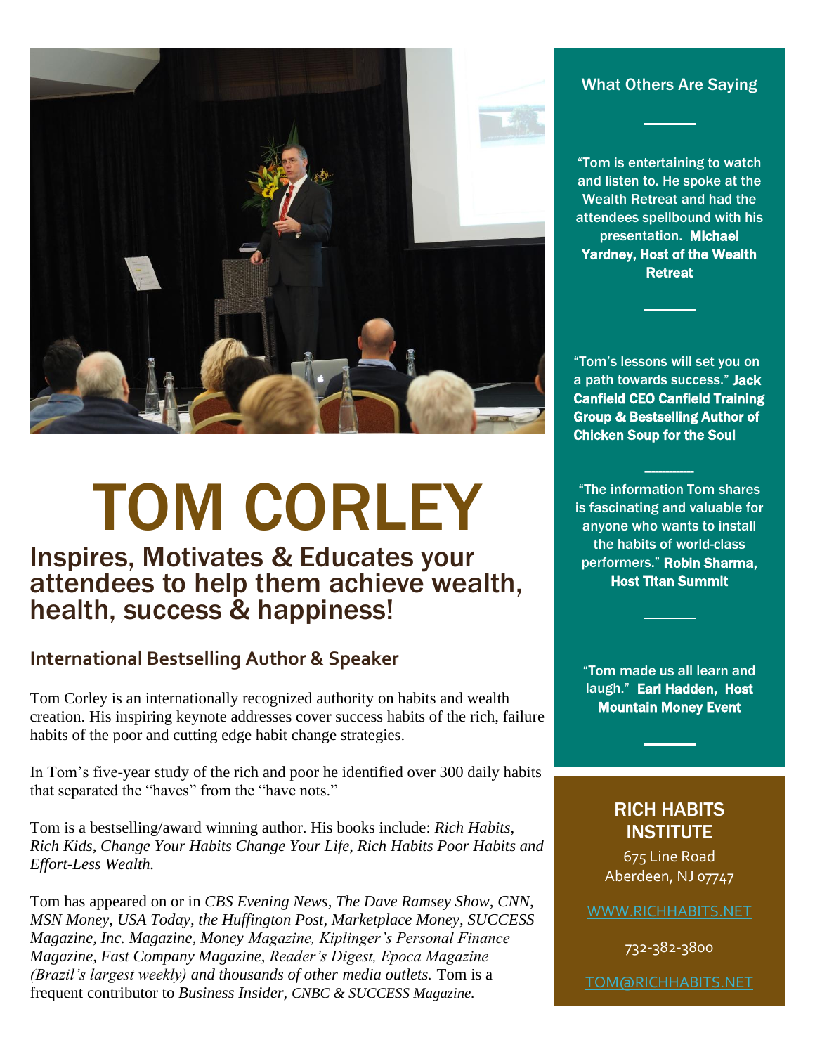# TOM CORLEY

## Inspires, Motivates & Educates your attendees to help them achieve wealth, health, success & happiness!

### International Bestselling Author & Speaker

Tom Corley is an internationally recognized authority on habits and wealth creation. His inspiring keynote addresses cover success habits of the rich, failure habits of the poor and cutting edge habit change strategies.

In Tom's five-year study of the rich and poor he identified over 300 daily habits that separated the "haves" from the "have nots."

Tom is a bestselling/award winning author. His books include: *Rich Habits, Rich Kids, Change Your Habits Change Your Life, Rich Habits Poor Habits and Effort-Less Wealth.*

Tom has appeared on or in *CBS Evening News, The Dave Ramsey Show, CNN, MSN Money, USA Today, the Huffington Post, Marketplace Money, SUCCESS Magazine, Inc. Magazine, Money Magazine, Kiplinger's Personal Finance Magazine, Fast Company Magazine, Reader's Digest, Epoca Magazine (Brazil's largest weekly) and thousands of other media outlets.* Tom is a frequent contributor to *Business Insider, CNBC & SUCCESS Magazine.*

## What Others Are Saying

"Tom is entertaining to watch and listen to. He spoke at the Wealth Retreat and had the attendees spellbound with his presentation. **Michael Yardney, Host of the Wealth Retreat**

"Tom's lessons will set you on a path towards success." **Jack Canfield CEO Canfield Training Group & Bestselling Author of Chicken Soup for the Soul**

"The information Tom shares is fascinating and valuable for anyone who wants to install the habits of world-class performers." **Robin Sharma, Host Titan Summit**

"Tom made us all learn and laugh." **Earl Hadden, Host Mountain Money Event**

## RICH HABITS INSTITUTE

675 Line Road
Aberdeen, NJ 07747

WWW.RICHHABITS.NET

732-382-3800

TOM@RICHHABITS.NET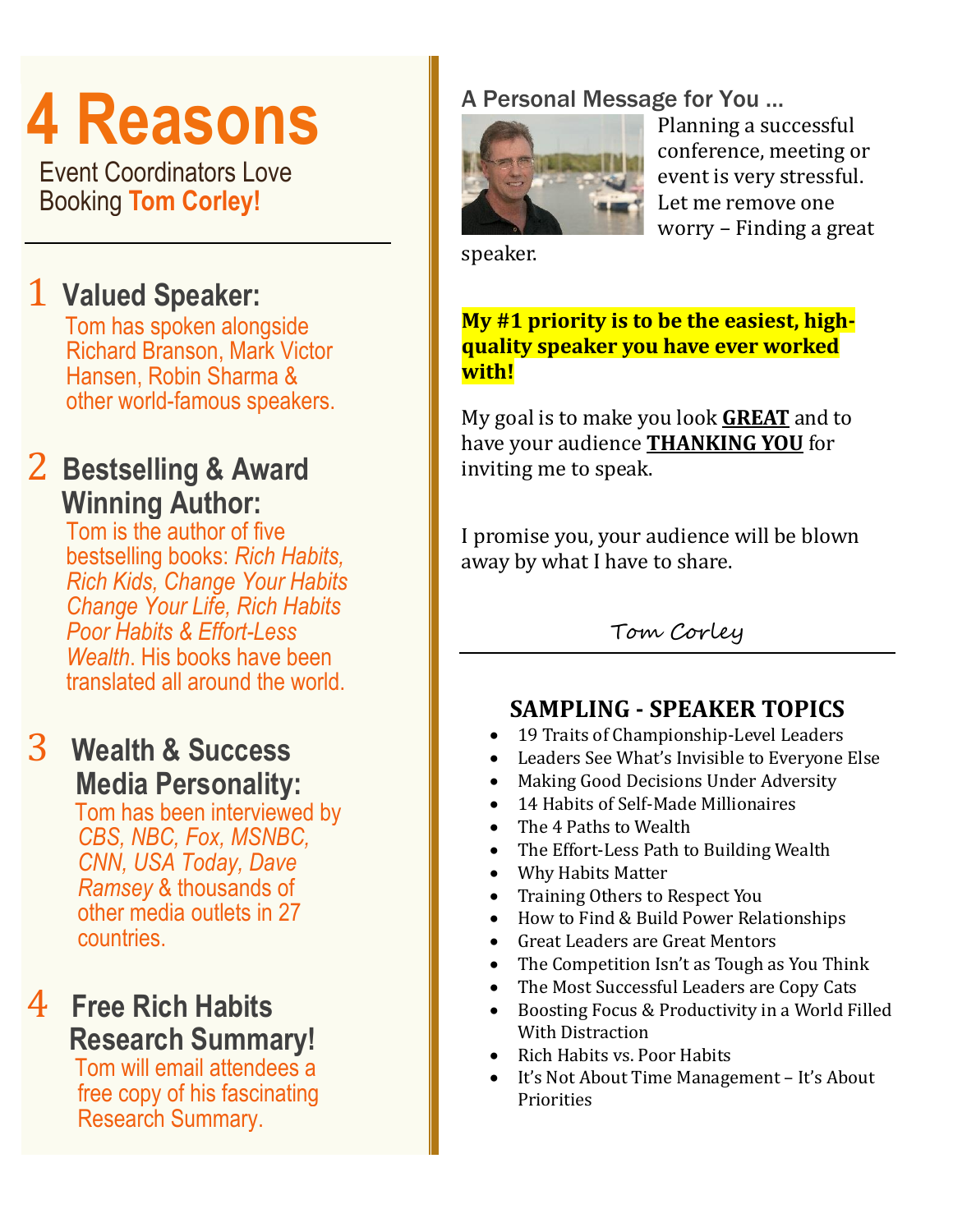# 4 Reasons

Event Coordinators Love Booking **Tom Corley!**

---

## 1 Valued Speaker:

Tom has spoken alongside Richard Branson, Mark Victor Hansen, Robin Sharma & other world-famous speakers.

## 2 Bestselling & Award Winning Author:

Tom is the author of five bestselling books: *Rich Habits, Rich Kids, Change Your Habits Change Your Life, Rich Habits Poor Habits & Effort-Less Wealth*. His books have been translated all around the world.

## 3 Wealth & Success Media Personality:

Tom has been interviewed by *CBS, NBC, Fox, MSNBC, CNN, USA Today, Dave Ramsey* & thousands of other media outlets in 27 countries.

## 4 Free Rich Habits Research Summary!

Tom will email attendees a free copy of his fascinating Research Summary.

---

### A Personal Message for You …

Planning a successful conference, meeting or event is very stressful. Let me remove one worry – Finding a great speaker.

**My #1 priority is to be the easiest, high-quality speaker you have ever worked with!**

My goal is to make you look **GREAT** and to have your audience **THANKING YOU** for inviting me to speak.

I promise you, your audience will be blown away by what I have to share.

Tom Corley

---

### SAMPLING - SPEAKER TOPICS

- 19 Traits of Championship-Level Leaders
- Leaders See What's Invisible to Everyone Else
- Making Good Decisions Under Adversity
- 14 Habits of Self-Made Millionaires
- The 4 Paths to Wealth
- The Effort-Less Path to Building Wealth
- Why Habits Matter
- Training Others to Respect You
- How to Find & Build Power Relationships
- Great Leaders are Great Mentors
- The Competition Isn't as Tough as You Think
- The Most Successful Leaders are Copy Cats
- Boosting Focus & Productivity in a World Filled With Distraction
- Rich Habits vs. Poor Habits
- It's Not About Time Management – It's About Priorities